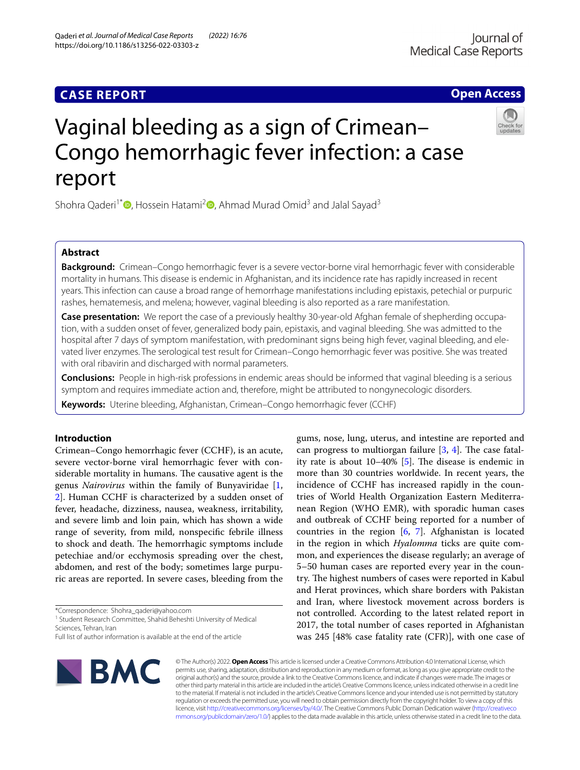CASE REPORT

Open Access

# Vaginal bleeding as a sign of Crimean–Congo hemorrhagic fever infection: a case report

Shohra Qaderi[1*], Hossein Hatami[2], Ahmad Murad Omid[3] and Jalal Sayad[3]

## Abstract

**Background:** Crimean–Congo hemorrhagic fever is a severe vector-borne viral hemorrhagic fever with considerable mortality in humans. This disease is endemic in Afghanistan, and its incidence rate has rapidly increased in recent years. This infection can cause a broad range of hemorrhage manifestations including epistaxis, petechial or purpuric rashes, hematemesis, and melena; however, vaginal bleeding is also reported as a rare manifestation.

**Case presentation:** We report the case of a previously healthy 30-year-old Afghan female of shepherding occupation, with a sudden onset of fever, generalized body pain, epistaxis, and vaginal bleeding. She was admitted to the hospital after 7 days of symptom manifestation, with predominant signs being high fever, vaginal bleeding, and elevated liver enzymes. The serological test result for Crimean–Congo hemorrhagic fever was positive. She was treated with oral ribavirin and discharged with normal parameters.

**Conclusions:** People in high-risk professions in endemic areas should be informed that vaginal bleeding is a serious symptom and requires immediate action and, therefore, might be attributed to nongynecologic disorders.

**Keywords:** Uterine bleeding, Afghanistan, Crimean–Congo hemorrhagic fever (CCHF)

## Introduction

Crimean–Congo hemorrhagic fever (CCHF), is an acute, severe vector-borne viral hemorrhagic fever with considerable mortality in humans. The causative agent is the genus *Nairovirus* within the family of Bunyaviridae [1, 2]. Human CCHF is characterized by a sudden onset of fever, headache, dizziness, nausea, weakness, irritability, and severe limb and loin pain, which has shown a wide range of severity, from mild, nonspecific febrile illness to shock and death. The hemorrhagic symptoms include petechiae and/or ecchymosis spreading over the chest, abdomen, and rest of the body; sometimes large purpuric areas are reported. In severe cases, bleeding from the gums, nose, lung, uterus, and intestine are reported and can progress to multiorgan failure [3, 4]. The case fatality rate is about 10–40% [5]. The disease is endemic in more than 30 countries worldwide. In recent years, the incidence of CCHF has increased rapidly in the countries of World Health Organization Eastern Mediterranean Region (WHO EMR), with sporadic human cases and outbreak of CCHF being reported for a number of countries in the region [6, 7]. Afghanistan is located in the region in which *Hyalomma* ticks are quite common, and experiences the disease regularly; an average of 5–50 human cases are reported every year in the country. The highest numbers of cases were reported in Kabul and Herat provinces, which share borders with Pakistan and Iran, where livestock movement across borders is not controlled. According to the latest related report in 2017, the total number of cases reported in Afghanistan was 245 [48% case fatality rate (CFR)], with one case of

*Correspondence: Shohra_qaderi@yahoo.com

[1] Student Research Committee, Shahid Beheshti University of Medical Sciences, Tehran, Iran

Full list of author information is available at the end of the article

© The Author(s) 2022. **Open Access** This article is licensed under a Creative Commons Attribution 4.0 International License, which permits use, sharing, adaptation, distribution and reproduction in any medium or format, as long as you give appropriate credit to the original author(s) and the source, provide a link to the Creative Commons licence, and indicate if changes were made. The images or other third party material in this article are included in the article's Creative Commons licence, unless indicated otherwise in a credit line to the material. If material is not included in the article's Creative Commons licence and your intended use is not permitted by statutory regulation or exceeds the permitted use, you will need to obtain permission directly from the copyright holder. To view a copy of this licence, visit http://creativecommons.org/licenses/by/4.0/. The Creative Commons Public Domain Dedication waiver (http://creativecommons.org/publicdomain/zero/1.0/) applies to the data made available in this article, unless otherwise stated in a credit line to the data.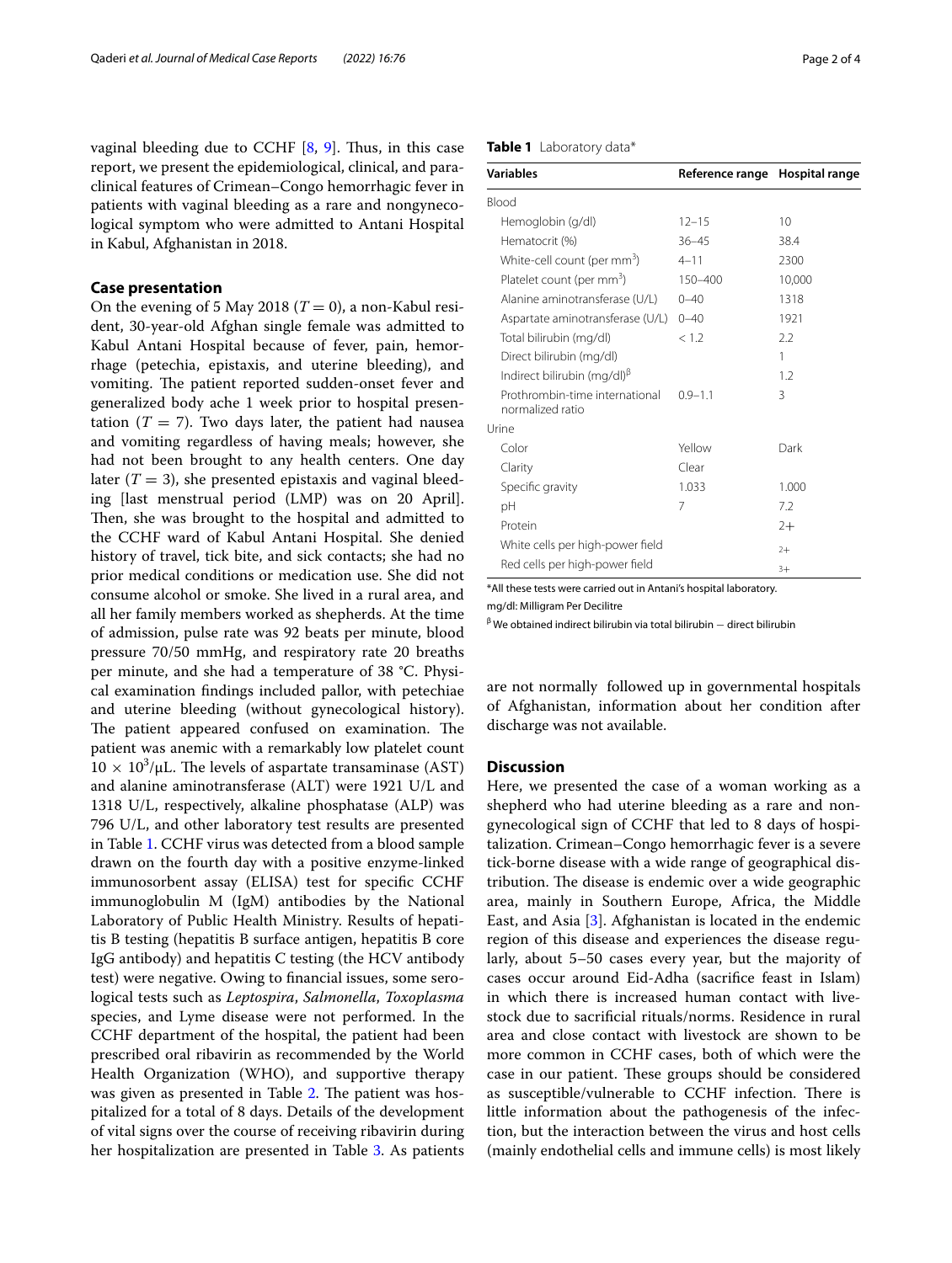vaginal bleeding due to CCHF [8, 9]. Thus, in this case report, we present the epidemiological, clinical, and paraclinical features of Crimean–Congo hemorrhagic fever in patients with vaginal bleeding as a rare and nongynecological symptom who were admitted to Antani Hospital in Kabul, Afghanistan in 2018.

## Case presentation

On the evening of 5 May 2018 ($T = 0$), a non-Kabul resident, 30-year-old Afghan single female was admitted to Kabul Antani Hospital because of fever, pain, hemorrhage (petechia, epistaxis, and uterine bleeding), and vomiting. The patient reported sudden-onset fever and generalized body ache 1 week prior to hospital presentation ($T = 7$). Two days later, the patient had nausea and vomiting regardless of having meals; however, she had not been brought to any health centers. One day later ($T = 3$), she presented epistaxis and vaginal bleeding [last menstrual period (LMP) was on 20 April]. Then, she was brought to the hospital and admitted to the CCHF ward of Kabul Antani Hospital. She denied history of travel, tick bite, and sick contacts; she had no prior medical conditions or medication use. She did not consume alcohol or smoke. She lived in a rural area, and all her family members worked as shepherds. At the time of admission, pulse rate was 92 beats per minute, blood pressure 70/50 mmHg, and respiratory rate 20 breaths per minute, and she had a temperature of 38 °C. Physical examination findings included pallor, with petechiae and uterine bleeding (without gynecological history). The patient appeared confused on examination. The patient was anemic with a remarkably low platelet count $10 \times 10^3/\mu L$. The levels of aspartate transaminase (AST) and alanine aminotransferase (ALT) were 1921 U/L and 1318 U/L, respectively, alkaline phosphatase (ALP) was 796 U/L, and other laboratory test results are presented in Table 1. CCHF virus was detected from a blood sample drawn on the fourth day with a positive enzyme-linked immunosorbent assay (ELISA) test for specific CCHF immunoglobulin M (IgM) antibodies by the National Laboratory of Public Health Ministry. Results of hepatitis B testing (hepatitis B surface antigen, hepatitis B core IgG antibody) and hepatitis C testing (the HCV antibody test) were negative. Owing to financial issues, some serological tests such as *Leptospira*, *Salmonella*, *Toxoplasma* species, and Lyme disease were not performed. In the CCHF department of the hospital, the patient had been prescribed oral ribavirin as recommended by the World Health Organization (WHO), and supportive therapy was given as presented in Table 2. The patient was hospitalized for a total of 8 days. Details of the development of vital signs over the course of receiving ribavirin during her hospitalization are presented in Table 3. As patients are not normally followed up in governmental hospitals of Afghanistan, information about her condition after discharge was not available.

**Table 1** Laboratory data*

| Variables | Reference range | Hospital range |
|---|---|---|
| Blood | | |
| Hemoglobin (g/dl) | 12–15 | 10 |
| Hematocrit (%) | 36–45 | 38.4 |
| White-cell count (per mm$^3$) | 4–11 | 2300 |
| Platelet count (per mm$^3$) | 150–400 | 10,000 |
| Alanine aminotransferase (U/L) | 0–40 | 1318 |
| Aspartate aminotransferase (U/L) | 0–40 | 1921 |
| Total bilirubin (mg/dl) | < 1.2 | 2.2 |
| Direct bilirubin (mg/dl) | | 1 |
| Indirect bilirubin (mg/dl)$^\beta$ | | 1.2 |
| Prothrombin-time international normalized ratio | 0.9–1.1 | 3 |
| Urine | | |
| Color | Yellow | Dark |
| Clarity | Clear | |
| Specific gravity | 1.033 | 1.000 |
| pH | 7 | 7.2 |
| Protein | | 2+ |
| White cells per high-power field | | 2+ |
| Red cells per high-power field | | 3+ |

*All these tests were carried out in Antani's hospital laboratory.

mg/dl: Milligram Per Decilitre

$^\beta$ We obtained indirect bilirubin via total bilirubin − direct bilirubin

## Discussion

Here, we presented the case of a woman working as a shepherd who had uterine bleeding as a rare and nongynecological sign of CCHF that led to 8 days of hospitalization. Crimean–Congo hemorrhagic fever is a severe tick-borne disease with a wide range of geographical distribution. The disease is endemic over a wide geographic area, mainly in Southern Europe, Africa, the Middle East, and Asia [3]. Afghanistan is located in the endemic region of this disease and experiences the disease regularly, about 5–50 cases every year, but the majority of cases occur around Eid-Adha (sacrifice feast in Islam) in which there is increased human contact with livestock due to sacrificial rituals/norms. Residence in rural area and close contact with livestock are shown to be more common in CCHF cases, both of which were the case in our patient. These groups should be considered as susceptible/vulnerable to CCHF infection. There is little information about the pathogenesis of the infection, but the interaction between the virus and host cells (mainly endothelial cells and immune cells) is most likely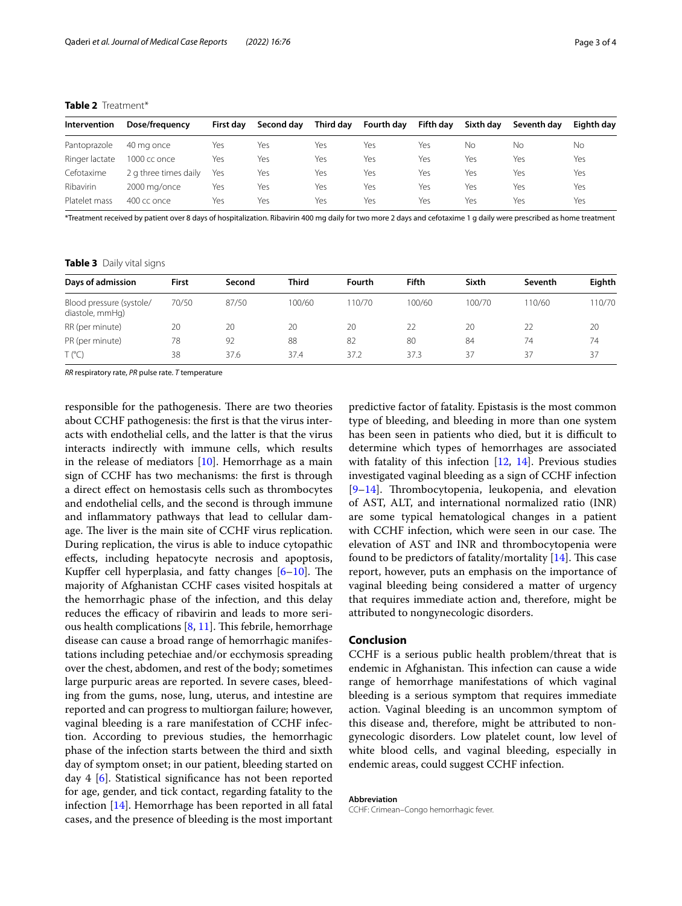**Table 2** Treatment*

| Intervention | Dose/frequency | First day | Second day | Third day | Fourth day | Fifth day | Sixth day | Seventh day | Eighth day |
|---|---|---|---|---|---|---|---|---|---|
| Pantoprazole | 40 mg once | Yes | Yes | Yes | Yes | Yes | No | No | No |
| Ringer lactate | 1000 cc once | Yes | Yes | Yes | Yes | Yes | Yes | Yes | Yes |
| Cefotaxime | 2 g three times daily | Yes | Yes | Yes | Yes | Yes | Yes | Yes | Yes |
| Ribavirin | 2000 mg/once | Yes | Yes | Yes | Yes | Yes | Yes | Yes | Yes |
| Platelet mass | 400 cc once | Yes | Yes | Yes | Yes | Yes | Yes | Yes | Yes |

*Treatment received by patient over 8 days of hospitalization. Ribavirin 400 mg daily for two more 2 days and cefotaxime 1 g daily were prescribed as home treatment

**Table 3** Daily vital signs

| Days of admission | First | Second | Third | Fourth | Fifth | Sixth | Seventh | Eighth |
|---|---|---|---|---|---|---|---|---|
| Blood pressure (systole/diastole, mmHg) | 70/50 | 87/50 | 100/60 | 110/70 | 100/60 | 100/70 | 110/60 | 110/70 |
| RR (per minute) | 20 | 20 | 20 | 20 | 22 | 20 | 22 | 20 |
| PR (per minute) | 78 | 92 | 88 | 82 | 80 | 84 | 74 | 74 |
| T (°C) | 38 | 37.6 | 37.4 | 37.2 | 37.3 | 37 | 37 | 37 |

*RR* respiratory rate, *PR* pulse rate. *T* temperature

responsible for the pathogenesis. There are two theories about CCHF pathogenesis: the first is that the virus interacts with endothelial cells, and the latter is that the virus interacts indirectly with immune cells, which results in the release of mediators [10]. Hemorrhage as a main sign of CCHF has two mechanisms: the first is through a direct effect on hemostasis cells such as thrombocytes and endothelial cells, and the second is through immune and inflammatory pathways that lead to cellular damage. The liver is the main site of CCHF virus replication. During replication, the virus is able to induce cytopathic effects, including hepatocyte necrosis and apoptosis, Kupffer cell hyperplasia, and fatty changes [6–10]. The majority of Afghanistan CCHF cases visited hospitals at the hemorrhagic phase of the infection, and this delay reduces the efficacy of ribavirin and leads to more serious health complications [8, 11]. This febrile, hemorrhage disease can cause a broad range of hemorrhagic manifestations including petechiae and/or ecchymosis spreading over the chest, abdomen, and rest of the body; sometimes large purpuric areas are reported. In severe cases, bleeding from the gums, nose, lung, uterus, and intestine are reported and can progress to multiorgan failure; however, vaginal bleeding is a rare manifestation of CCHF infection. According to previous studies, the hemorrhagic phase of the infection starts between the third and sixth day of symptom onset; in our patient, bleeding started on day 4 [6]. Statistical significance has not been reported for age, gender, and tick contact, regarding fatality to the infection [14]. Hemorrhage has been reported in all fatal cases, and the presence of bleeding is the most important predictive factor of fatality. Epistasis is the most common type of bleeding, and bleeding in more than one system has been seen in patients who died, but it is difficult to determine which types of hemorrhages are associated with fatality of this infection [12, 14]. Previous studies investigated vaginal bleeding as a sign of CCHF infection [9–14]. Thrombocytopenia, leukopenia, and elevation of AST, ALT, and international normalized ratio (INR) are some typical hematological changes in a patient with CCHF infection, which were seen in our case. The elevation of AST and INR and thrombocytopenia were found to be predictors of fatality/mortality [14]. This case report, however, puts an emphasis on the importance of vaginal bleeding being considered a matter of urgency that requires immediate action and, therefore, might be attributed to nongynecologic disorders.

## Conclusion

CCHF is a serious public health problem/threat that is endemic in Afghanistan. This infection can cause a wide range of hemorrhage manifestations of which vaginal bleeding is a serious symptom that requires immediate action. Vaginal bleeding is an uncommon symptom of this disease and, therefore, might be attributed to non-gynecologic disorders. Low platelet count, low level of white blood cells, and vaginal bleeding, especially in endemic areas, could suggest CCHF infection.

**Abbreviation**

CCHF: Crimean–Congo hemorrhagic fever.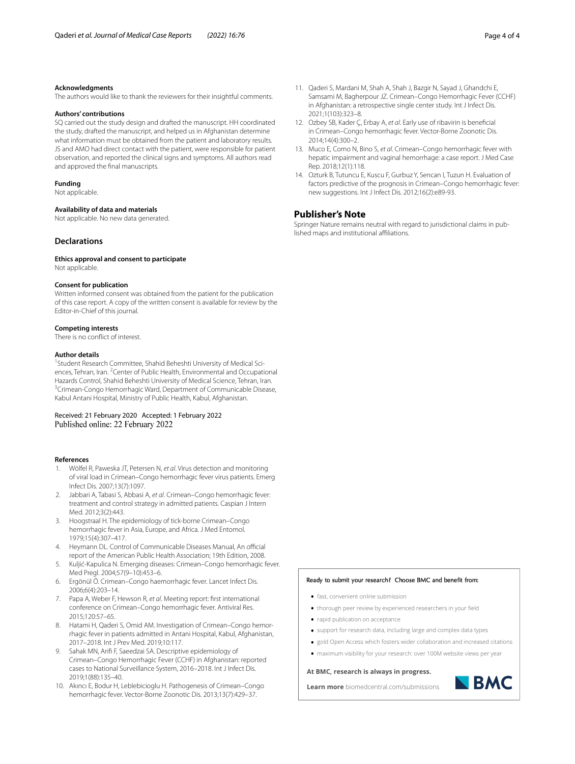#### Acknowledgments

The authors would like to thank the reviewers for their insightful comments.

#### Authors' contributions

SQ carried out the study design and drafted the manuscript. HH coordinated the study, drafted the manuscript, and helped us in Afghanistan determine what information must be obtained from the patient and laboratory results. JS and AMO had direct contact with the patient, were responsible for patient observation, and reported the clinical signs and symptoms. All authors read and approved the final manuscripts.

#### Funding

Not applicable.

#### Availability of data and materials

Not applicable. No new data generated.

### Declarations

#### Ethics approval and consent to participate

Not applicable.

#### Consent for publication

Written informed consent was obtained from the patient for the publication of this case report. A copy of the written consent is available for review by the Editor-in-Chief of this journal.

#### Competing interests

There is no conflict of interest.

#### Author details

[1]Student Research Committee, Shahid Beheshti University of Medical Sciences, Tehran, Iran. [2]Center of Public Health, Environmental and Occupational Hazards Control, Shahid Beheshti University of Medical Science, Tehran, Iran. [3]Crimean-Congo Hemorrhagic Ward, Department of Communicable Disease, Kabul Antani Hospital, Ministry of Public Health, Kabul, Afghanistan.

Received: 21 February 2020 Accepted: 1 February 2022
Published online: 22 February 2022

#### References

1. Wölfel R, Paweska JT, Petersen N, *et al*. Virus detection and monitoring of viral load in Crimean–Congo hemorrhagic fever virus patients. Emerg Infect Dis. 2007;13(7):1097.
2. Jabbari A, Tabasi S, Abbasi A, *et al*. Crimean–Congo hemorrhagic fever: treatment and control strategy in admitted patients. Caspian J Intern Med. 2012;3(2):443.
3. Hoogstraal H. The epidemiology of tick-borne Crimean–Congo hemorrhagic fever in Asia, Europe, and Africa. J Med Entomol. 1979;15(4):307–417.
4. Heymann DL. Control of Communicable Diseases Manual, An official report of the American Public Health Association; 19th Edition, 2008.
5. Kuljić-Kapulica N. Emerging diseases: Crimean–Congo hemorrhagic fever. Med Pregl. 2004;57(9–10):453–6.
6. Ergönül Ö. Crimean–Congo haemorrhagic fever. Lancet Infect Dis. 2006;6(4):203–14.
7. Papa A, Weber F, Hewson R, *et al*. Meeting report: first international conference on Crimean–Congo hemorrhagic fever. Antiviral Res. 2015;120:57–65.
8. Hatami H, Qaderi S, Omid AM. Investigation of Crimean–Congo hemorrhagic fever in patients admitted in Antani Hospital, Kabul, Afghanistan, 2017–2018. Int J Prev Med. 2019;10:117.
9. Sahak MN, Arifi F, Saeedzai SA. Descriptive epidemiology of Crimean–Congo Hemorrhagic Fever (CCHF) in Afghanistan: reported cases to National Surveillance System, 2016–2018. Int J Infect Dis. 2019;1(88):135–40.
10. Akıncı E, Bodur H, Leblebicioglu H. Pathogenesis of Crimean–Congo hemorrhagic fever. Vector-Borne Zoonotic Dis. 2013;13(7):429–37.
11. Qaderi S, Mardani M, Shah A, Shah J, Bazgir N, Sayad J, Ghandchi E, Samsami M, Bagherpour JZ. Crimean–Congo Hemorrhagic Fever (CCHF) in Afghanistan: a retrospective single center study. Int J Infect Dis. 2021;1(103):323–8.
12. Ozbey SB, Kader Ç, Erbay A, *et al*. Early use of ribavirin is beneficial in Crimean–Congo hemorrhagic fever. Vector-Borne Zoonotic Dis. 2014;14(4):300–2.
13. Muco E, Como N, Bino S, *et al*. Crimean–Congo hemorrhagic fever with hepatic impairment and vaginal hemorrhage: a case report. J Med Case Rep. 2018;12(1):118.
14. Ozturk B, Tutuncu E, Kuscu F, Gurbuz Y, Sencan I, Tuzun H. Evaluation of factors predictive of the prognosis in Crimean–Congo hemorrhagic fever: new suggestions. Int J Infect Dis. 2012;16(2):e89-93.

## Publisher's Note

Springer Nature remains neutral with regard to jurisdictional claims in published maps and institutional affiliations.

Ready to submit your research? Choose BMC and benefit from:

- fast, convenient online submission
- thorough peer review by experienced researchers in your field
- rapid publication on acceptance
- support for research data, including large and complex data types
- gold Open Access which fosters wider collaboration and increased citations
- maximum visibility for your research: over 100M website views per year

**At BMC, research is always in progress.**

**Learn more** biomedcentral.com/submissions

BMC